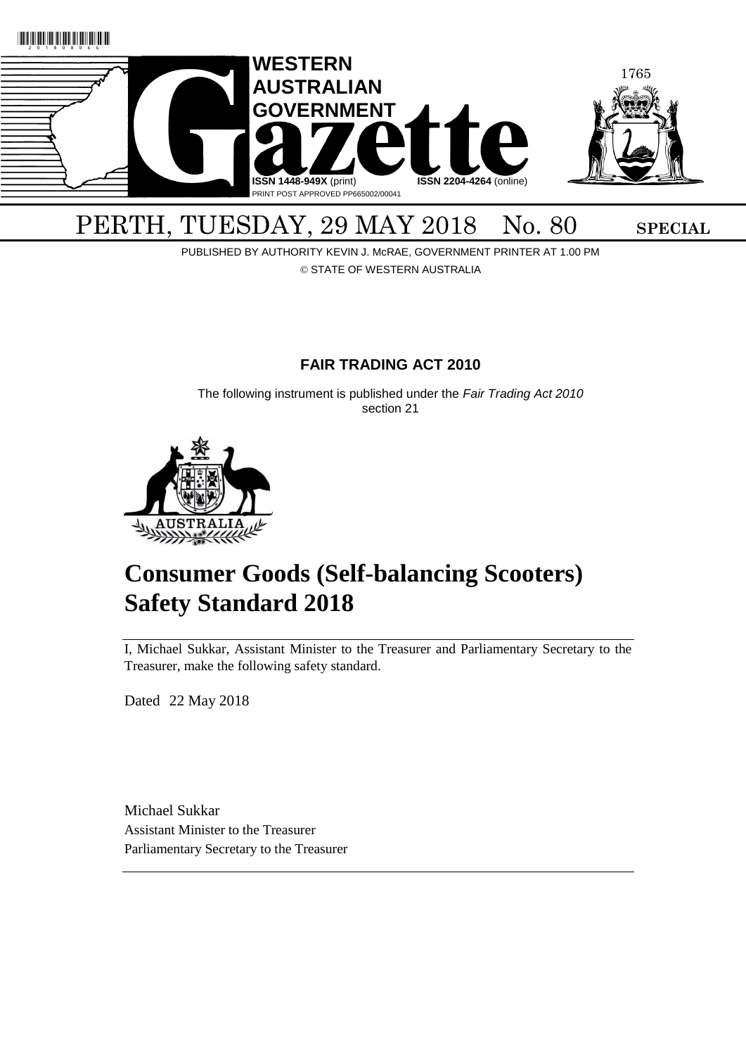# WESTERN AUSTRALIAN GOVERNMENT Gazette

ISSN 1448-949X (print) ISSN 2204-4264 (online)
PRINT POST APPROVED PP665002/00041

PERTH, TUESDAY, 29 MAY 2018 No. 80 **SPECIAL**

PUBLISHED BY AUTHORITY KEVIN J. McRAE, GOVERNMENT PRINTER AT 1.00 PM
© STATE OF WESTERN AUSTRALIA

## FAIR TRADING ACT 2010

The following instrument is published under the *Fair Trading Act 2010* section 21

# Consumer Goods (Self-balancing Scooters) Safety Standard 2018

I, Michael Sukkar, Assistant Minister to the Treasurer and Parliamentary Secretary to the Treasurer, make the following safety standard.

Dated 22 May 2018

Michael Sukkar
Assistant Minister to the Treasurer
Parliamentary Secretary to the Treasurer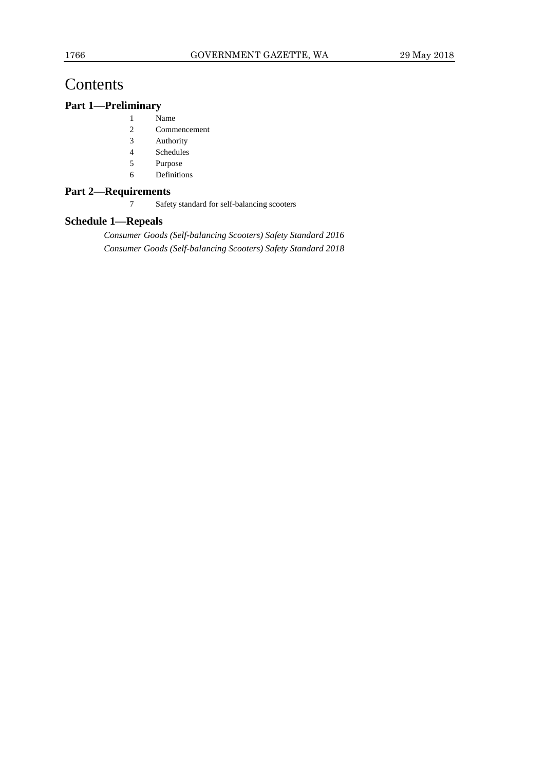# Contents

## Part 1—Preliminary

1 Name
2 Commencement
3 Authority
4 Schedules
5 Purpose
6 Definitions

## Part 2—Requirements

7 Safety standard for self-balancing scooters

## Schedule 1—Repeals

*Consumer Goods (Self-balancing Scooters) Safety Standard 2016*
*Consumer Goods (Self-balancing Scooters) Safety Standard 2018*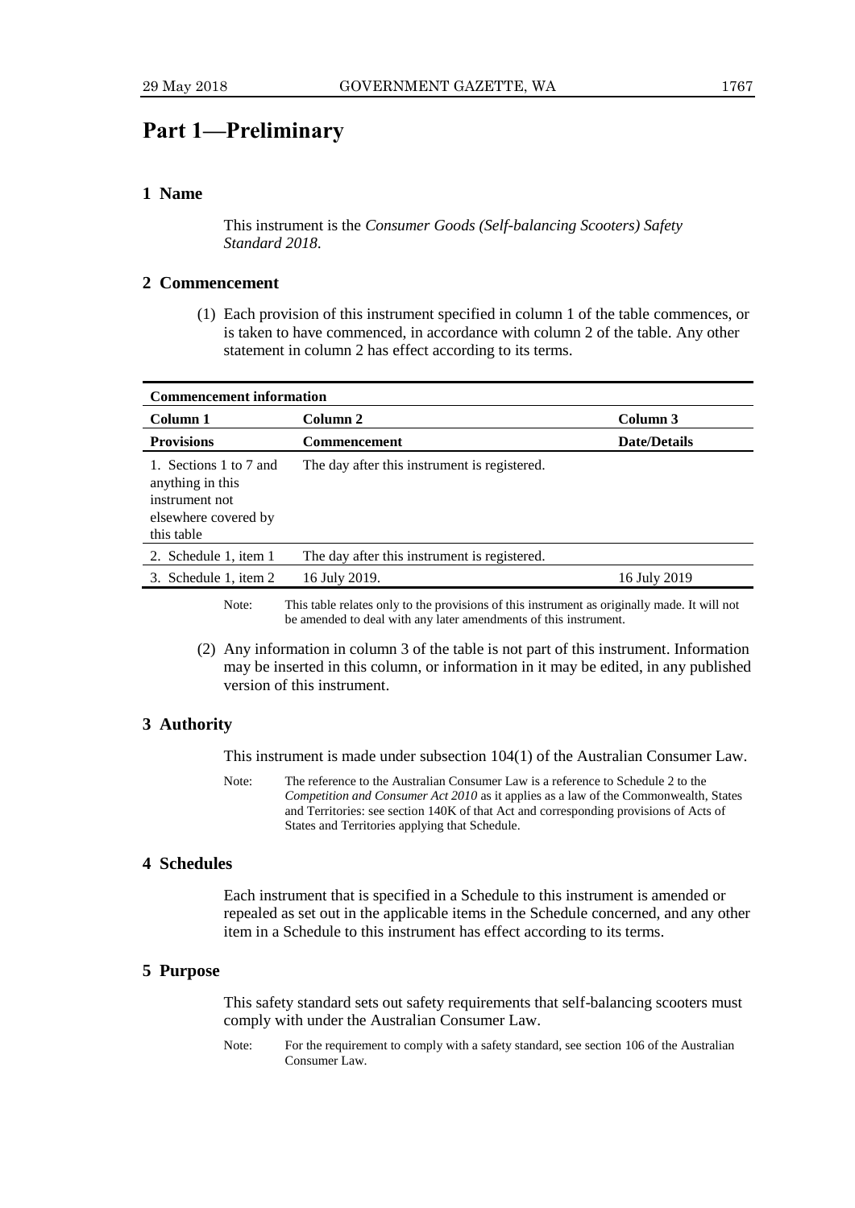# Part 1—Preliminary

## 1 Name

This instrument is the *Consumer Goods (Self-balancing Scooters) Safety Standard 2018*.

## 2 Commencement

(1) Each provision of this instrument specified in column 1 of the table commences, or is taken to have commenced, in accordance with column 2 of the table. Any other statement in column 2 has effect according to its terms.

| **Commencement information** | | |
|---|---|---|
| **Column 1** | **Column 2** | **Column 3** |
| **Provisions** | **Commencement** | **Date/Details** |
| 1. Sections 1 to 7 and anything in this instrument not elsewhere covered by this table | The day after this instrument is registered. | |
| 2. Schedule 1, item 1 | The day after this instrument is registered. | |
| 3. Schedule 1, item 2 | 16 July 2019. | 16 July 2019 |

Note: This table relates only to the provisions of this instrument as originally made. It will not be amended to deal with any later amendments of this instrument.

(2) Any information in column 3 of the table is not part of this instrument. Information may be inserted in this column, or information in it may be edited, in any published version of this instrument.

## 3 Authority

This instrument is made under subsection 104(1) of the Australian Consumer Law.

Note: The reference to the Australian Consumer Law is a reference to Schedule 2 to the *Competition and Consumer Act 2010* as it applies as a law of the Commonwealth, States and Territories: see section 140K of that Act and corresponding provisions of Acts of States and Territories applying that Schedule.

## 4 Schedules

Each instrument that is specified in a Schedule to this instrument is amended or repealed as set out in the applicable items in the Schedule concerned, and any other item in a Schedule to this instrument has effect according to its terms.

## 5 Purpose

This safety standard sets out safety requirements that self-balancing scooters must comply with under the Australian Consumer Law.

Note: For the requirement to comply with a safety standard, see section 106 of the Australian Consumer Law.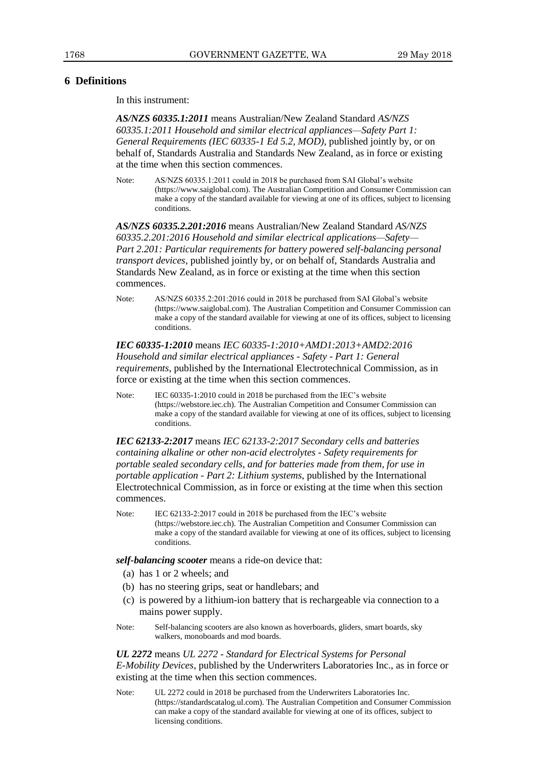## 6 Definitions

In this instrument:

***AS/NZS 60335.1:2011*** means Australian/New Zealand Standard *AS/NZS 60335.1:2011 Household and similar electrical appliances—Safety Part 1: General Requirements (IEC 60335-1 Ed 5.2, MOD)*, published jointly by, or on behalf of, Standards Australia and Standards New Zealand, as in force or existing at the time when this section commences.

Note: AS/NZS 60335.1:2011 could in 2018 be purchased from SAI Global's website (https://www.saiglobal.com). The Australian Competition and Consumer Commission can make a copy of the standard available for viewing at one of its offices, subject to licensing conditions.

***AS/NZS 60335.2.201:2016*** means Australian/New Zealand Standard *AS/NZS 60335.2.201:2016 Household and similar electrical applications—Safety—Part 2.201: Particular requirements for battery powered self-balancing personal transport devices*, published jointly by, or on behalf of, Standards Australia and Standards New Zealand, as in force or existing at the time when this section commences.

Note: AS/NZS 60335.2:201:2016 could in 2018 be purchased from SAI Global's website (https://www.saiglobal.com). The Australian Competition and Consumer Commission can make a copy of the standard available for viewing at one of its offices, subject to licensing conditions.

***IEC 60335-1:2010*** means *IEC 60335-1:2010+AMD1:2013+AMD2:2016 Household and similar electrical appliances - Safety - Part 1: General requirements*, published by the International Electrotechnical Commission, as in force or existing at the time when this section commences.

Note: IEC 60335-1:2010 could in 2018 be purchased from the IEC's website (https://webstore.iec.ch). The Australian Competition and Consumer Commission can make a copy of the standard available for viewing at one of its offices, subject to licensing conditions.

***IEC 62133-2:2017*** means *IEC 62133-2:2017 Secondary cells and batteries containing alkaline or other non-acid electrolytes - Safety requirements for portable sealed secondary cells, and for batteries made from them, for use in portable application - Part 2: Lithium systems*, published by the International Electrotechnical Commission, as in force or existing at the time when this section commences.

Note: IEC 62133-2:2017 could in 2018 be purchased from the IEC's website (https://webstore.iec.ch). The Australian Competition and Consumer Commission can make a copy of the standard available for viewing at one of its offices, subject to licensing conditions.

***self-balancing scooter*** means a ride-on device that:

(a) has 1 or 2 wheels; and

(b) has no steering grips, seat or handlebars; and

(c) is powered by a lithium-ion battery that is rechargeable via connection to a mains power supply.

Note: Self-balancing scooters are also known as hoverboards, gliders, smart boards, sky walkers, monoboards and mod boards.

***UL 2272*** means *UL 2272 - Standard for Electrical Systems for Personal E-Mobility Devices*, published by the Underwriters Laboratories Inc., as in force or existing at the time when this section commences.

Note: UL 2272 could in 2018 be purchased from the Underwriters Laboratories Inc. (https://standardscatalog.ul.com). The Australian Competition and Consumer Commission can make a copy of the standard available for viewing at one of its offices, subject to licensing conditions.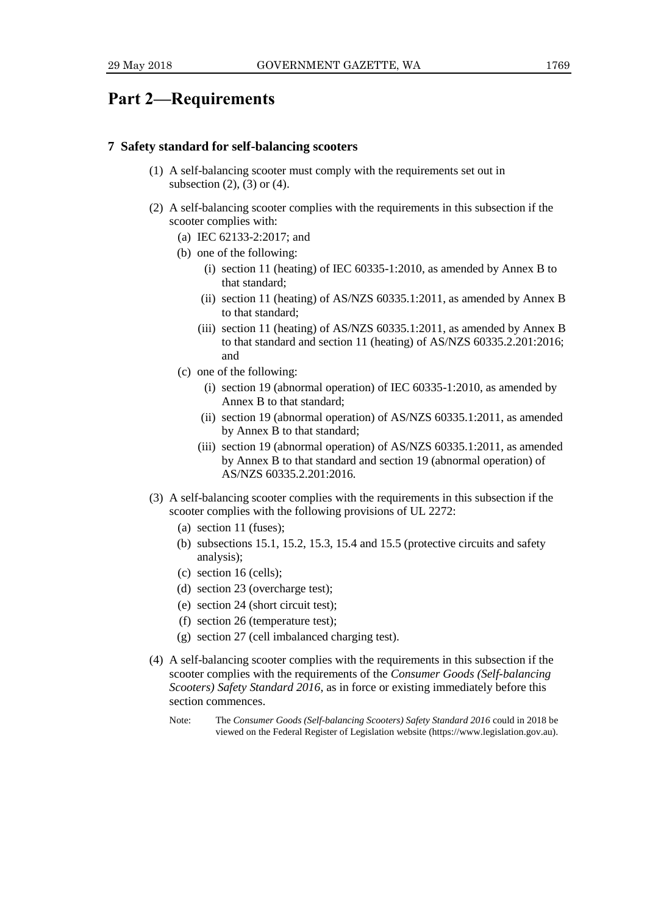# Part 2—Requirements

## 7 Safety standard for self-balancing scooters

(1) A self-balancing scooter must comply with the requirements set out in subsection (2), (3) or (4).

(2) A self-balancing scooter complies with the requirements in this subsection if the scooter complies with:

- (a) IEC 62133-2:2017; and
- (b) one of the following:
  - (i) section 11 (heating) of IEC 60335-1:2010, as amended by Annex B to that standard;
  - (ii) section 11 (heating) of AS/NZS 60335.1:2011, as amended by Annex B to that standard;
  - (iii) section 11 (heating) of AS/NZS 60335.1:2011, as amended by Annex B to that standard and section 11 (heating) of AS/NZS 60335.2.201:2016; and
- (c) one of the following:
  - (i) section 19 (abnormal operation) of IEC 60335-1:2010, as amended by Annex B to that standard;
  - (ii) section 19 (abnormal operation) of AS/NZS 60335.1:2011, as amended by Annex B to that standard;
  - (iii) section 19 (abnormal operation) of AS/NZS 60335.1:2011, as amended by Annex B to that standard and section 19 (abnormal operation) of AS/NZS 60335.2.201:2016.

(3) A self-balancing scooter complies with the requirements in this subsection if the scooter complies with the following provisions of UL 2272:

- (a) section 11 (fuses);
- (b) subsections 15.1, 15.2, 15.3, 15.4 and 15.5 (protective circuits and safety analysis);
- (c) section 16 (cells);
- (d) section 23 (overcharge test);
- (e) section 24 (short circuit test);
- (f) section 26 (temperature test);
- (g) section 27 (cell imbalanced charging test).

(4) A self-balancing scooter complies with the requirements in this subsection if the scooter complies with the requirements of the *Consumer Goods (Self-balancing Scooters) Safety Standard 2016*, as in force or existing immediately before this section commences.

Note: The *Consumer Goods (Self-balancing Scooters) Safety Standard 2016* could in 2018 be viewed on the Federal Register of Legislation website (https://www.legislation.gov.au).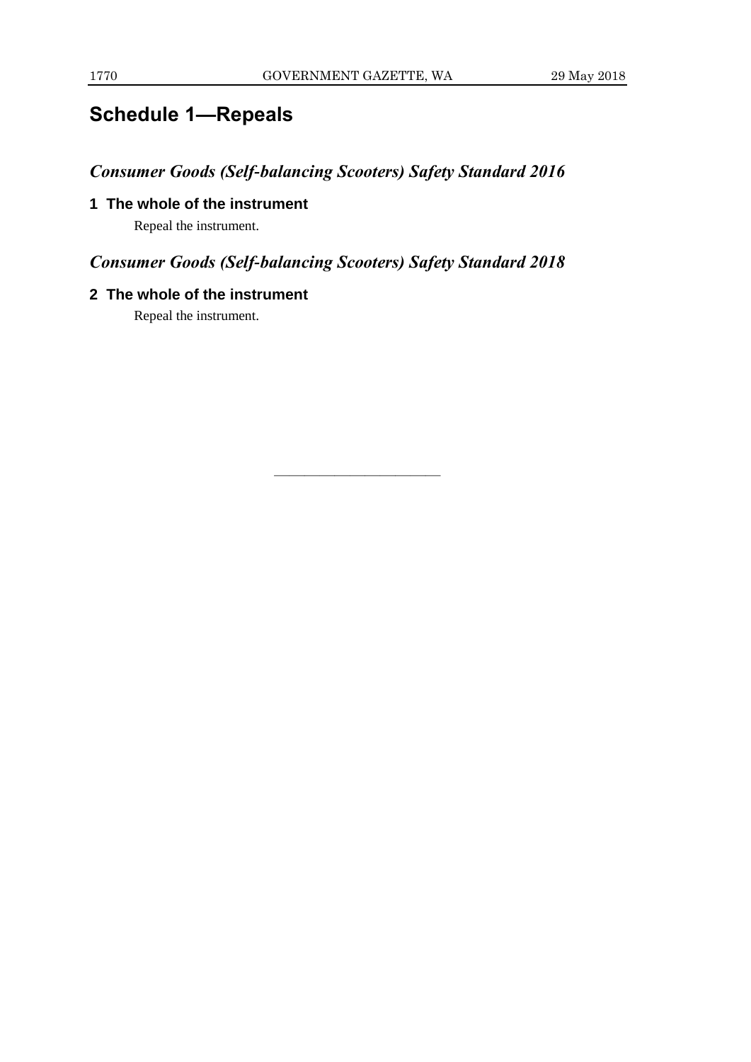## Schedule 1—Repeals

### *Consumer Goods (Self-balancing Scooters) Safety Standard 2016*

**1 The whole of the instrument**

Repeal the instrument.

### *Consumer Goods (Self-balancing Scooters) Safety Standard 2018*

**2 The whole of the instrument**

Repeal the instrument.

———————————